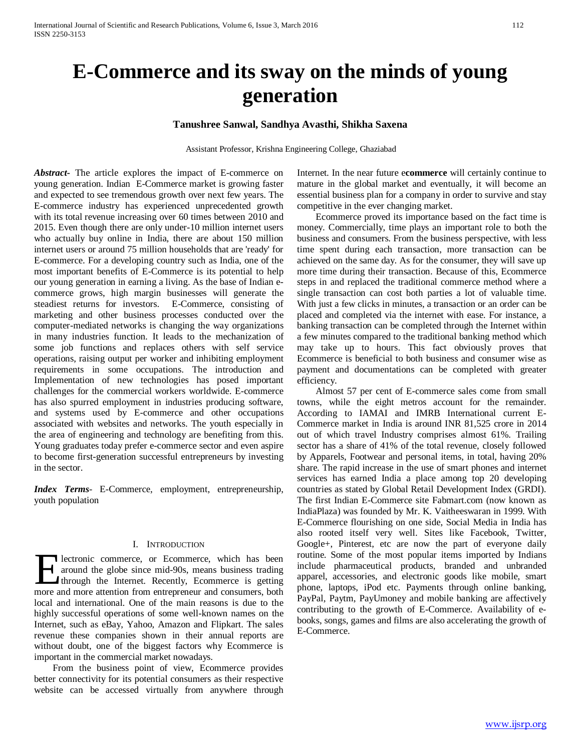# E-Commerce and its sway on the minds of young generation

**Tanushree Sanwal, Sandhya Avasthi, Shikha Saxena**

Assistant Professor, Krishna Engineering College, Ghaziabad

***Abstract-*** The article explores the impact of E-commerce on young generation. Indian E-Commerce market is growing faster and expected to see tremendous growth over next few years. The E-commerce industry has experienced unprecedented growth with its total revenue increasing over 60 times between 2010 and 2015. Even though there are only under-10 million internet users who actually buy online in India, there are about 150 million internet users or around 75 million households that are 'ready' for E-commerce. For a developing country such as India, one of the most important benefits of E-Commerce is its potential to help our young generation in earning a living. As the base of Indian e-commerce grows, high margin businesses will generate the steadiest returns for investors. E-Commerce, consisting of marketing and other business processes conducted over the computer-mediated networks is changing the way organizations in many industries function. It leads to the mechanization of some job functions and replaces others with self service operations, raising output per worker and inhibiting employment requirements in some occupations. The introduction and Implementation of new technologies has posed important challenges for the commercial workers worldwide. E-commerce has also spurred employment in industries producing software, and systems used by E-commerce and other occupations associated with websites and networks. The youth especially in the area of engineering and technology are benefiting from this. Young graduates today prefer e-commerce sector and even aspire to become first-generation successful entrepreneurs by investing in the sector.

***Index Terms*-** E-Commerce, employment, entrepreneurship, youth population

## I. Introduction

Electronic commerce, or Ecommerce, which has been around the globe since mid-90s, means business trading through the Internet. Recently, Ecommerce is getting more and more attention from entrepreneur and consumers, both local and international. One of the main reasons is due to the highly successful operations of some well-known names on the Internet, such as eBay, Yahoo, Amazon and Flipkart. The sales revenue these companies shown in their annual reports are without doubt, one of the biggest factors why Ecommerce is important in the commercial market nowadays.

From the business point of view, Ecommerce provides better connectivity for its potential consumers as their respective website can be accessed virtually from anywhere through Internet. In the near future e**commerce** will certainly continue to mature in the global market and eventually, it will become an essential business plan for a company in order to survive and stay competitive in the ever changing market.

Ecommerce proved its importance based on the fact time is money. Commercially, time plays an important role to both the business and consumers. From the business perspective, with less time spent during each transaction, more transaction can be achieved on the same day. As for the consumer, they will save up more time during their transaction. Because of this, Ecommerce steps in and replaced the traditional commerce method where a single transaction can cost both parties a lot of valuable time. With just a few clicks in minutes, a transaction or an order can be placed and completed via the internet with ease. For instance, a banking transaction can be completed through the Internet within a few minutes compared to the traditional banking method which may take up to hours. This fact obviously proves that Ecommerce is beneficial to both business and consumer wise as payment and documentations can be completed with greater efficiency.

Almost 57 per cent of E-commerce sales come from small towns, while the eight metros account for the remainder. According to IAMAI and IMRB International current E-Commerce market in India is around INR 81,525 crore in 2014 out of which travel Industry comprises almost 61%. Trailing sector has a share of 41% of the total revenue, closely followed by Apparels, Footwear and personal items, in total, having 20% share. The rapid increase in the use of smart phones and internet services has earned India a place among top 20 developing countries as stated by Global Retail Development Index (GRDI). The first Indian E-Commerce site Fabmart.com (now known as IndiaPlaza) was founded by Mr. K. Vaitheeswaran in 1999. With E-Commerce flourishing on one side, Social Media in India has also rooted itself very well. Sites like Facebook, Twitter, Google+, Pinterest, etc are now the part of everyone daily routine. Some of the most popular items imported by Indians include pharmaceutical products, branded and unbranded apparel, accessories, and electronic goods like mobile, smart phone, laptops, iPod etc. Payments through online banking, PayPal, Paytm, PayUmoney and mobile banking are affectively contributing to the growth of E-Commerce. Availability of e-books, songs, games and films are also accelerating the growth of E-Commerce.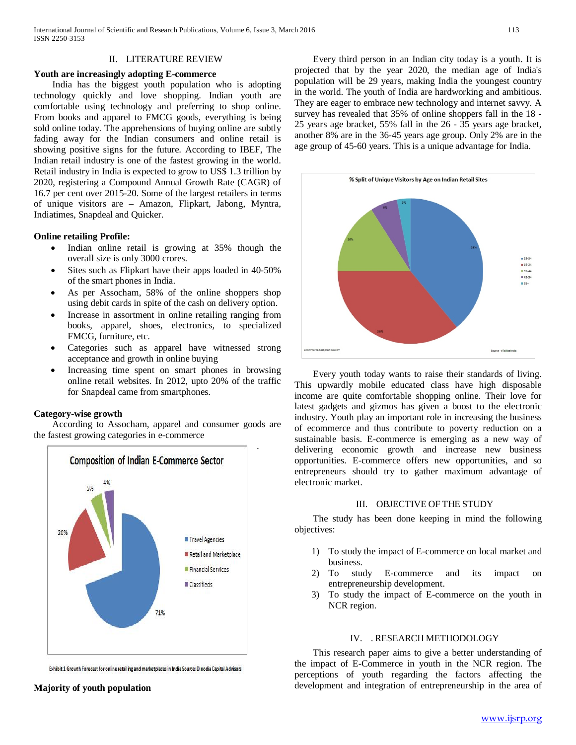## II. LITERATURE REVIEW

**Youth are increasingly adopting E-commerce**

India has the biggest youth population who is adopting technology quickly and love shopping. Indian youth are comfortable using technology and preferring to shop online. From books and apparel to FMCG goods, everything is being sold online today. The apprehensions of buying online are subtly fading away for the Indian consumers and online retail is showing positive signs for the future. According to IBEF, The Indian retail industry is one of the fastest growing in the world. Retail industry in India is expected to grow to US$ 1.3 trillion by 2020, registering a Compound Annual Growth Rate (CAGR) of 16.7 per cent over 2015-20. Some of the largest retailers in terms of unique visitors are – Amazon, Flipkart, Jabong, Myntra, Indiatimes, Snapdeal and Quicker.

**Online retailing Profile:**

- Indian online retail is growing at 35% though the overall size is only 3000 crores.
- Sites such as Flipkart have their apps loaded in 40-50% of the smart phones in India.
- As per Assocham, 58% of the online shoppers shop using debit cards in spite of the cash on delivery option.
- Increase in assortment in online retailing ranging from books, apparel, shoes, electronics, to specialized FMCG, furniture, etc.
- Categories such as apparel have witnessed strong acceptance and growth in online buying
- Increasing time spent on smart phones in browsing online retail websites. In 2012, upto 20% of the traffic for Snapdeal came from smartphones.

**Category-wise growth**

According to Assocham, apparel and consumer goods are the fastest growing categories in e-commerce

Exhibit 1 Growth Forecast for online retailing and marketplaces in India Source: Dinodia Capital Advisors

**Majority of youth population**

Every third person in an Indian city today is a youth. It is projected that by the year 2020, the median age of India's population will be 29 years, making India the youngest country in the world. The youth of India are hardworking and ambitious. They are eager to embrace new technology and internet savvy. A survey has revealed that 35% of online shoppers fall in the 18 - 25 years age bracket, 55% fall in the 26 - 35 years age bracket, another 8% are in the 36-45 years age group. Only 2% are in the age group of 45-60 years. This is a unique advantage for India.

Every youth today wants to raise their standards of living. This upwardly mobile educated class have high disposable income are quite comfortable shopping online. Their love for latest gadgets and gizmos has given a boost to the electronic industry. Youth play an important role in increasing the business of ecommerce and thus contribute to poverty reduction on a sustainable basis. E-commerce is emerging as a new way of delivering economic growth and increase new business opportunities. E-commerce offers new opportunities, and so entrepreneurs should try to gather maximum advantage of electronic market.

## III. OBJECTIVE OF THE STUDY

The study has been done keeping in mind the following objectives:

1) To study the impact of E-commerce on local market and business.
2) To study E-commerce and its impact on entrepreneurship development.
3) To study the impact of E-commerce on the youth in NCR region.

## IV. . RESEARCH METHODOLOGY

This research paper aims to give a better understanding of the impact of E-Commerce in youth in the NCR region. The perceptions of youth regarding the factors affecting the development and integration of entrepreneurship in the area of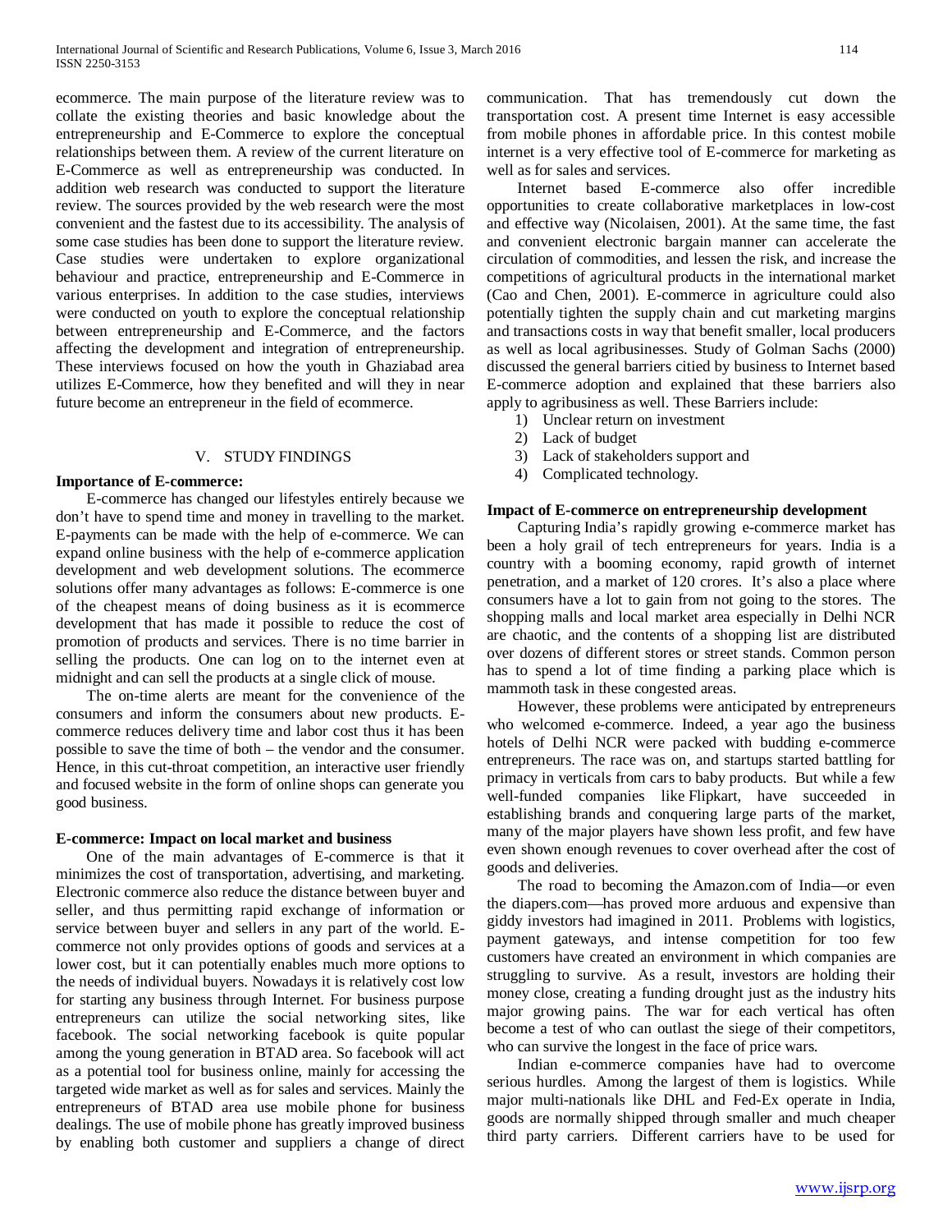ecommerce. The main purpose of the literature review was to collate the existing theories and basic knowledge about the entrepreneurship and E-Commerce to explore the conceptual relationships between them. A review of the current literature on E-Commerce as well as entrepreneurship was conducted. In addition web research was conducted to support the literature review. The sources provided by the web research were the most convenient and the fastest due to its accessibility. The analysis of some case studies has been done to support the literature review. Case studies were undertaken to explore organizational behaviour and practice, entrepreneurship and E-Commerce in various enterprises. In addition to the case studies, interviews were conducted on youth to explore the conceptual relationship between entrepreneurship and E-Commerce, and the factors affecting the development and integration of entrepreneurship. These interviews focused on how the youth in Ghaziabad area utilizes E-Commerce, how they benefited and will they in near future become an entrepreneur in the field of ecommerce.

## V. STUDY FINDINGS

**Importance of E-commerce:**

E-commerce has changed our lifestyles entirely because we don't have to spend time and money in travelling to the market. E-payments can be made with the help of e-commerce. We can expand online business with the help of e-commerce application development and web development solutions. The ecommerce solutions offer many advantages as follows: E-commerce is one of the cheapest means of doing business as it is ecommerce development that has made it possible to reduce the cost of promotion of products and services. There is no time barrier in selling the products. One can log on to the internet even at midnight and can sell the products at a single click of mouse.

The on-time alerts are meant for the convenience of the consumers and inform the consumers about new products. E-commerce reduces delivery time and labor cost thus it has been possible to save the time of both – the vendor and the consumer. Hence, in this cut-throat competition, an interactive user friendly and focused website in the form of online shops can generate you good business.

**E-commerce: Impact on local market and business**

One of the main advantages of E-commerce is that it minimizes the cost of transportation, advertising, and marketing. Electronic commerce also reduce the distance between buyer and seller, and thus permitting rapid exchange of information or service between buyer and sellers in any part of the world. E-commerce not only provides options of goods and services at a lower cost, but it can potentially enables much more options to the needs of individual buyers. Nowadays it is relatively cost low for starting any business through Internet. For business purpose entrepreneurs can utilize the social networking sites, like facebook. The social networking facebook is quite popular among the young generation in BTAD area. So facebook will act as a potential tool for business online, mainly for accessing the targeted wide market as well as for sales and services. Mainly the entrepreneurs of BTAD area use mobile phone for business dealings. The use of mobile phone has greatly improved business by enabling both customer and suppliers a change of direct communication. That has tremendously cut down the transportation cost. A present time Internet is easy accessible from mobile phones in affordable price. In this contest mobile internet is a very effective tool of E-commerce for marketing as well as for sales and services.

Internet based E-commerce also offer incredible opportunities to create collaborative marketplaces in low-cost and effective way (Nicolaisen, 2001). At the same time, the fast and convenient electronic bargain manner can accelerate the circulation of commodities, and lessen the risk, and increase the competitions of agricultural products in the international market (Cao and Chen, 2001). E-commerce in agriculture could also potentially tighten the supply chain and cut marketing margins and transactions costs in way that benefit smaller, local producers as well as local agribusinesses. Study of Golman Sachs (2000) discussed the general barriers citied by business to Internet based E-commerce adoption and explained that these barriers also apply to agribusiness as well. These Barriers include:

1) Unclear return on investment
2) Lack of budget
3) Lack of stakeholders support and
4) Complicated technology.

**Impact of E-commerce on entrepreneurship development**

Capturing India's rapidly growing e-commerce market has been a holy grail of tech entrepreneurs for years. India is a country with a booming economy, rapid growth of internet penetration, and a market of 120 crores. It's also a place where consumers have a lot to gain from not going to the stores. The shopping malls and local market area especially in Delhi NCR are chaotic, and the contents of a shopping list are distributed over dozens of different stores or street stands. Common person has to spend a lot of time finding a parking place which is mammoth task in these congested areas.

However, these problems were anticipated by entrepreneurs who welcomed e-commerce. Indeed, a year ago the business hotels of Delhi NCR were packed with budding e-commerce entrepreneurs. The race was on, and startups started battling for primacy in verticals from cars to baby products. But while a few well-funded companies like Flipkart, have succeeded in establishing brands and conquering large parts of the market, many of the major players have shown less profit, and few have even shown enough revenues to cover overhead after the cost of goods and deliveries.

The road to becoming the Amazon.com of India—or even the diapers.com—has proved more arduous and expensive than giddy investors had imagined in 2011. Problems with logistics, payment gateways, and intense competition for too few customers have created an environment in which companies are struggling to survive. As a result, investors are holding their money close, creating a funding drought just as the industry hits major growing pains. The war for each vertical has often become a test of who can outlast the siege of their competitors, who can survive the longest in the face of price wars.

Indian e-commerce companies have had to overcome serious hurdles. Among the largest of them is logistics. While major multi-nationals like DHL and Fed-Ex operate in India, goods are normally shipped through smaller and much cheaper third party carriers. Different carriers have to be used for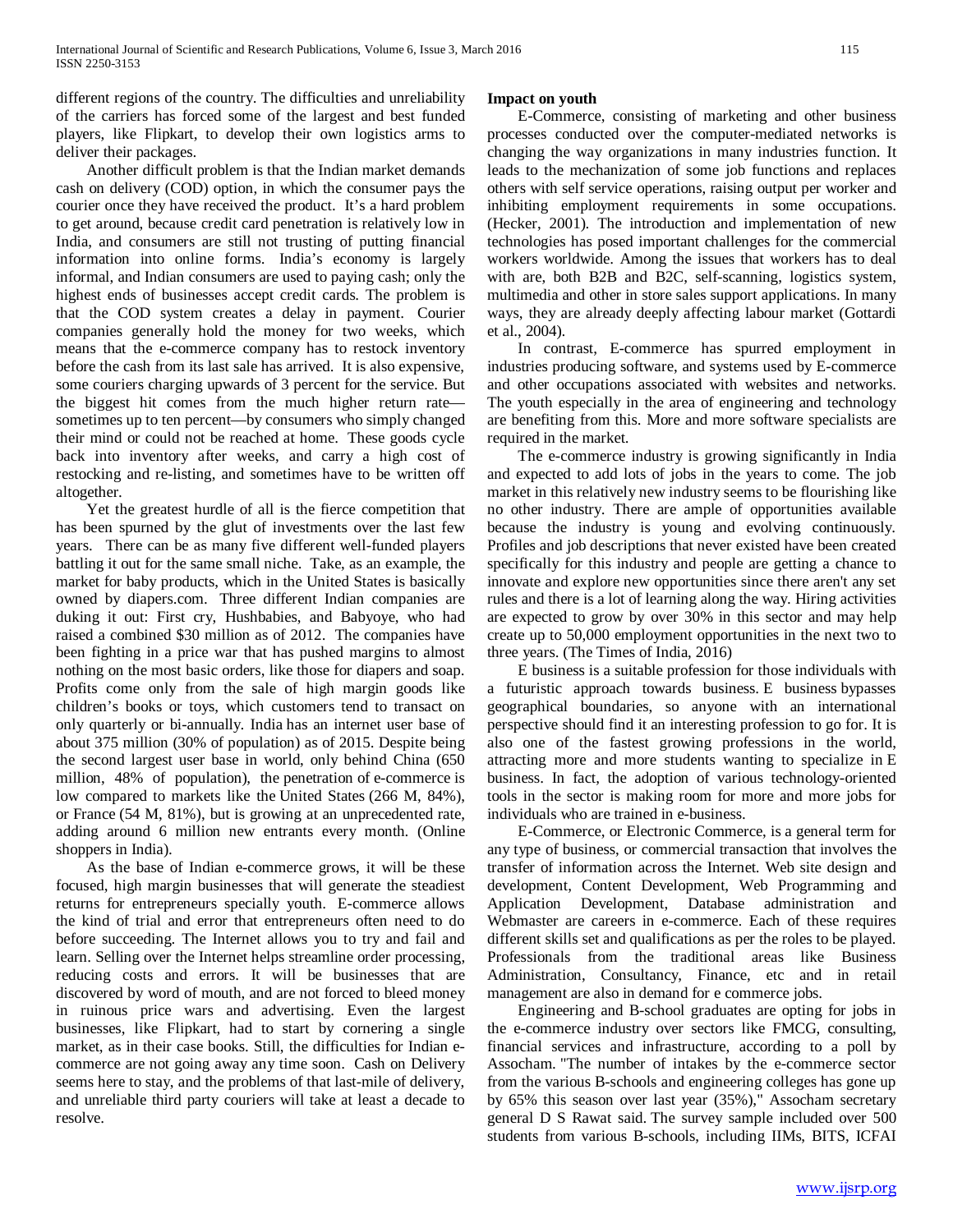different regions of the country. The difficulties and unreliability of the carriers has forced some of the largest and best funded players, like Flipkart, to develop their own logistics arms to deliver their packages.

Another difficult problem is that the Indian market demands cash on delivery (COD) option, in which the consumer pays the courier once they have received the product. It's a hard problem to get around, because credit card penetration is relatively low in India, and consumers are still not trusting of putting financial information into online forms. India's economy is largely informal, and Indian consumers are used to paying cash; only the highest ends of businesses accept credit cards. The problem is that the COD system creates a delay in payment. Courier companies generally hold the money for two weeks, which means that the e-commerce company has to restock inventory before the cash from its last sale has arrived. It is also expensive, some couriers charging upwards of 3 percent for the service. But the biggest hit comes from the much higher return rate—sometimes up to ten percent—by consumers who simply changed their mind or could not be reached at home. These goods cycle back into inventory after weeks, and carry a high cost of restocking and re-listing, and sometimes have to be written off altogether.

Yet the greatest hurdle of all is the fierce competition that has been spurned by the glut of investments over the last few years. There can be as many five different well-funded players battling it out for the same small niche. Take, as an example, the market for baby products, which in the United States is basically owned by diapers.com. Three different Indian companies are duking it out: First cry, Hushbabies, and Babyoye, who had raised a combined $30 million as of 2012. The companies have been fighting in a price war that has pushed margins to almost nothing on the most basic orders, like those for diapers and soap. Profits come only from the sale of high margin goods like children's books or toys, which customers tend to transact on only quarterly or bi-annually. India has an internet user base of about 375 million (30% of population) as of 2015. Despite being the second largest user base in world, only behind China (650 million, 48% of population), the penetration of e-commerce is low compared to markets like the United States (266 M, 84%), or France (54 M, 81%), but is growing at an unprecedented rate, adding around 6 million new entrants every month. (Online shoppers in India).

As the base of Indian e-commerce grows, it will be these focused, high margin businesses that will generate the steadiest returns for entrepreneurs specially youth. E-commerce allows the kind of trial and error that entrepreneurs often need to do before succeeding. The Internet allows you to try and fail and learn. Selling over the Internet helps streamline order processing, reducing costs and errors. It will be businesses that are discovered by word of mouth, and are not forced to bleed money in ruinous price wars and advertising. Even the largest businesses, like Flipkart, had to start by cornering a single market, as in their case books. Still, the difficulties for Indian e-commerce are not going away any time soon. Cash on Delivery seems here to stay, and the problems of that last-mile of delivery, and unreliable third party couriers will take at least a decade to resolve.

**Impact on youth**

E-Commerce, consisting of marketing and other business processes conducted over the computer-mediated networks is changing the way organizations in many industries function. It leads to the mechanization of some job functions and replaces others with self service operations, raising output per worker and inhibiting employment requirements in some occupations. (Hecker, 2001). The introduction and implementation of new technologies has posed important challenges for the commercial workers worldwide. Among the issues that workers has to deal with are, both B2B and B2C, self-scanning, logistics system, multimedia and other in store sales support applications. In many ways, they are already deeply affecting labour market (Gottardi et al., 2004).

In contrast, E-commerce has spurred employment in industries producing software, and systems used by E-commerce and other occupations associated with websites and networks. The youth especially in the area of engineering and technology are benefiting from this. More and more software specialists are required in the market.

The e-commerce industry is growing significantly in India and expected to add lots of jobs in the years to come. The job market in this relatively new industry seems to be flourishing like no other industry. There are ample of opportunities available because the industry is young and evolving continuously. Profiles and job descriptions that never existed have been created specifically for this industry and people are getting a chance to innovate and explore new opportunities since there aren't any set rules and there is a lot of learning along the way. Hiring activities are expected to grow by over 30% in this sector and may help create up to 50,000 employment opportunities in the next two to three years. (The Times of India, 2016)

E business is a suitable profession for those individuals with a futuristic approach towards business. E business bypasses geographical boundaries, so anyone with an international perspective should find it an interesting profession to go for. It is also one of the fastest growing professions in the world, attracting more and more students wanting to specialize in E business. In fact, the adoption of various technology-oriented tools in the sector is making room for more and more jobs for individuals who are trained in e-business.

E-Commerce, or Electronic Commerce, is a general term for any type of business, or commercial transaction that involves the transfer of information across the Internet. Web site design and development, Content Development, Web Programming and Application Development, Database administration and Webmaster are careers in e-commerce. Each of these requires different skills set and qualifications as per the roles to be played. Professionals from the traditional areas like Business Administration, Consultancy, Finance, etc and in retail management are also in demand for e commerce jobs.

Engineering and B-school graduates are opting for jobs in the e-commerce industry over sectors like FMCG, consulting, financial services and infrastructure, according to a poll by Assocham. "The number of intakes by the e-commerce sector from the various B-schools and engineering colleges has gone up by 65% this season over last year (35%)," Assocham secretary general D S Rawat said. The survey sample included over 500 students from various B-schools, including IIMs, BITS, ICFAI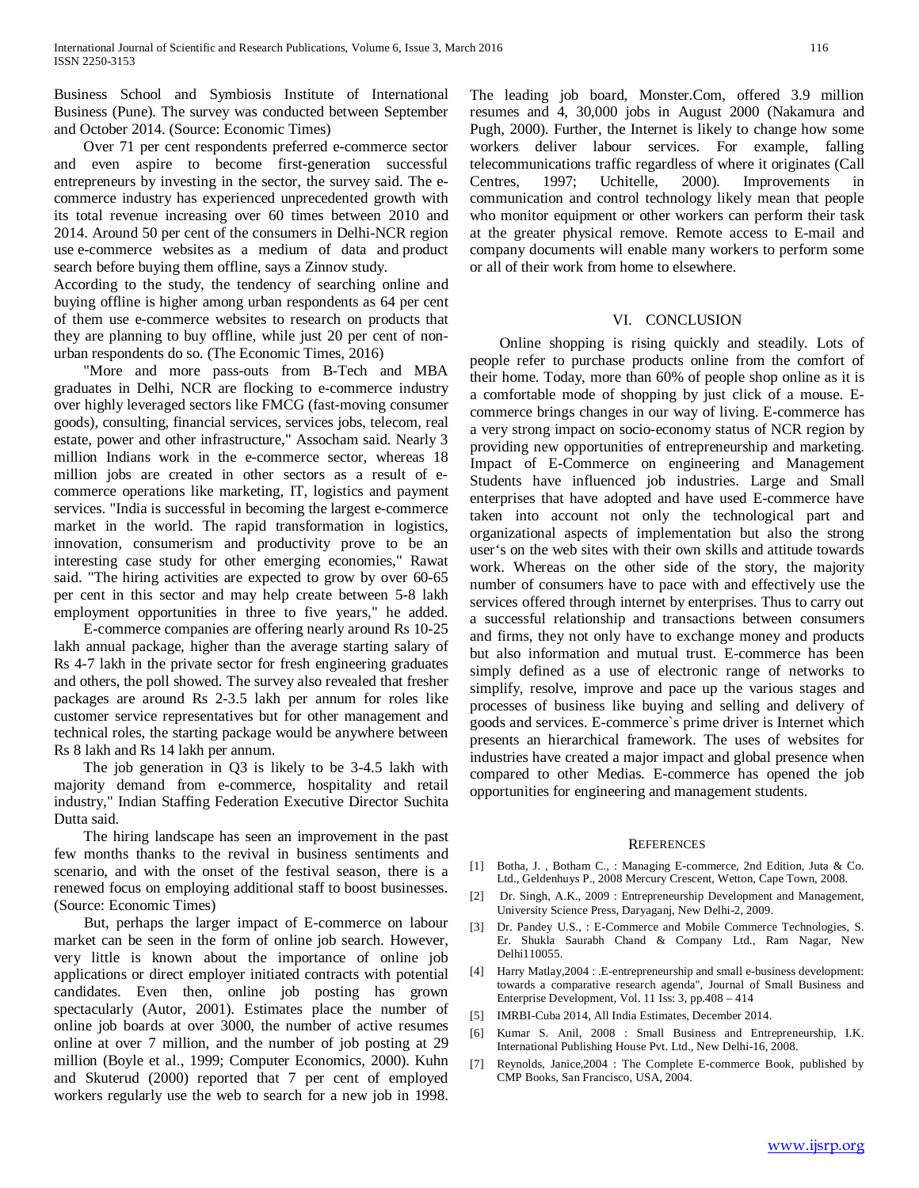Business School and Symbiosis Institute of International Business (Pune). The survey was conducted between September and October 2014. (Source: Economic Times)

Over 71 per cent respondents preferred e-commerce sector and even aspire to become first-generation successful entrepreneurs by investing in the sector, the survey said. The e-commerce industry has experienced unprecedented growth with its total revenue increasing over 60 times between 2010 and 2014. Around 50 per cent of the consumers in Delhi-NCR region use e-commerce websites as a medium of data and product search before buying them offline, says a Zinnov study.

According to the study, the tendency of searching online and buying offline is higher among urban respondents as 64 per cent of them use e-commerce websites to research on products that they are planning to buy offline, while just 20 per cent of non-urban respondents do so. (The Economic Times, 2016)

"More and more pass-outs from B-Tech and MBA graduates in Delhi, NCR are flocking to e-commerce industry over highly leveraged sectors like FMCG (fast-moving consumer goods), consulting, financial services, services jobs, telecom, real estate, power and other infrastructure," Assocham said. Nearly 3 million Indians work in the e-commerce sector, whereas 18 million jobs are created in other sectors as a result of e-commerce operations like marketing, IT, logistics and payment services. "India is successful in becoming the largest e-commerce market in the world. The rapid transformation in logistics, innovation, consumerism and productivity prove to be an interesting case study for other emerging economies," Rawat said. "The hiring activities are expected to grow by over 60-65 per cent in this sector and may help create between 5-8 lakh employment opportunities in three to five years," he added.

E-commerce companies are offering nearly around Rs 10-25 lakh annual package, higher than the average starting salary of Rs 4-7 lakh in the private sector for fresh engineering graduates and others, the poll showed. The survey also revealed that fresher packages are around Rs 2-3.5 lakh per annum for roles like customer service representatives but for other management and technical roles, the starting package would be anywhere between Rs 8 lakh and Rs 14 lakh per annum.

The job generation in Q3 is likely to be 3-4.5 lakh with majority demand from e-commerce, hospitality and retail industry," Indian Staffing Federation Executive Director Suchita Dutta said.

The hiring landscape has seen an improvement in the past few months thanks to the revival in business sentiments and scenario, and with the onset of the festival season, there is a renewed focus on employing additional staff to boost businesses. (Source: Economic Times)

But, perhaps the larger impact of E-commerce on labour market can be seen in the form of online job search. However, very little is known about the importance of online job applications or direct employer initiated contracts with potential candidates. Even then, online job posting has grown spectacularly (Autor, 2001). Estimates place the number of online job boards at over 3000, the number of active resumes online at over 7 million, and the number of job posting at 29 million (Boyle et al., 1999; Computer Economics, 2000). Kuhn and Skuterud (2000) reported that 7 per cent of employed workers regularly use the web to search for a new job in 1998. The leading job board, Monster.Com, offered 3.9 million resumes and 4, 30,000 jobs in August 2000 (Nakamura and Pugh, 2000). Further, the Internet is likely to change how some workers deliver labour services. For example, falling telecommunications traffic regardless of where it originates (Call Centres, 1997; Uchitelle, 2000). Improvements in communication and control technology likely mean that people who monitor equipment or other workers can perform their task at the greater physical remove. Remote access to E-mail and company documents will enable many workers to perform some or all of their work from home to elsewhere.

## VI. CONCLUSION

Online shopping is rising quickly and steadily. Lots of people refer to purchase products online from the comfort of their home. Today, more than 60% of people shop online as it is a comfortable mode of shopping by just click of a mouse. E-commerce brings changes in our way of living. E-commerce has a very strong impact on socio-economy status of NCR region by providing new opportunities of entrepreneurship and marketing. Impact of E-Commerce on engineering and Management Students have influenced job industries. Large and Small enterprises that have adopted and have used E-commerce have taken into account not only the technological part and organizational aspects of implementation but also the strong user's on the web sites with their own skills and attitude towards work. Whereas on the other side of the story, the majority number of consumers have to pace with and effectively use the services offered through internet by enterprises. Thus to carry out a successful relationship and transactions between consumers and firms, they not only have to exchange money and products but also information and mutual trust. E-commerce has been simply defined as a use of electronic range of networks to simplify, resolve, improve and pace up the various stages and processes of business like buying and selling and delivery of goods and services. E-commerce`s prime driver is Internet which presents an hierarchical framework. The uses of websites for industries have created a major impact and global presence when compared to other Medias. E-commerce has opened the job opportunities for engineering and management students.

## REFERENCES

[1] Botha, J. , Botham C., : Managing E-commerce, 2nd Edition, Juta & Co. Ltd., Geldenhuys P., 2008 Mercury Crescent, Wetton, Cape Town, 2008.

[2] Dr. Singh, A.K., 2009 : Entrepreneurship Development and Management, University Science Press, Daryaganj, New Delhi-2, 2009.

[3] Dr. Pandey U.S., : E-Commerce and Mobile Commerce Technologies, S. Er. Shukla Saurabh Chand & Company Ltd., Ram Nagar, New Delhi110055.

[4] Harry Matlay,2004 : .E-entrepreneurship and small e-business development: towards a comparative research agenda", Journal of Small Business and Enterprise Development, Vol. 11 Iss: 3, pp.408 – 414

[5] IMRBI-Cuba 2014, All India Estimates, December 2014.

[6] Kumar S. Anil, 2008 : Small Business and Entrepreneurship, I.K. International Publishing House Pvt. Ltd., New Delhi-16, 2008.

[7] Reynolds, Janice,2004 : The Complete E-commerce Book, published by CMP Books, San Francisco, USA, 2004.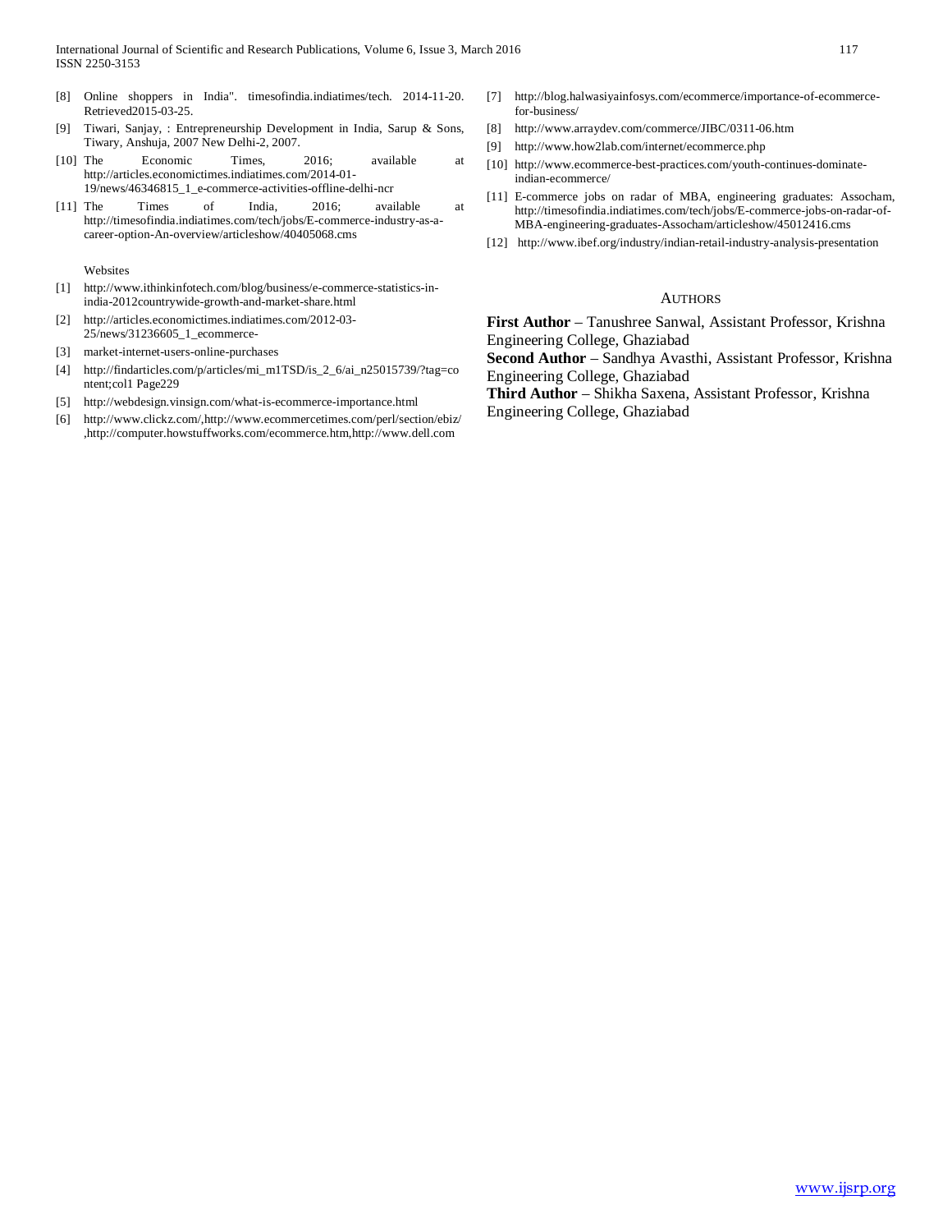[8] Online shoppers in India". timesofindia.indiatimes/tech. 2014-11-20. Retrieved2015-03-25.

[9] Tiwari, Sanjay, : Entrepreneurship Development in India, Sarup & Sons, Tiwary, Anshuja, 2007 New Delhi-2, 2007.

[10] The Economic Times, 2016; available at http://articles.economictimes.indiatimes.com/2014-01-19/news/46346815_1_e-commerce-activities-offline-delhi-ncr

[11] The Times of India, 2016; available at http://timesofindia.indiatimes.com/tech/jobs/E-commerce-industry-as-a-career-option-An-overview/articleshow/40405068.cms

Websites

[1] http://www.ithinkinfotech.com/blog/business/e-commerce-statistics-in-india-2012countrywide-growth-and-market-share.html

[2] http://articles.economictimes.indiatimes.com/2012-03-25/news/31236605_1_ecommerce-

[3] market-internet-users-online-purchases

[4] http://findarticles.com/p/articles/mi_m1TSD/is_2_6/ai_n25015739/?tag=content;col1 Page229

[5] http://webdesign.vinsign.com/what-is-ecommerce-importance.html

[6] http://www.clickz.com/,http://www.ecommercetimes.com/perl/section/ebiz/,http://computer.howstuffworks.com/ecommerce.htm,http://www.dell.com

[7] http://blog.halwasiyainfosys.com/ecommerce/importance-of-ecommerce-for-business/

[8] http://www.arraydev.com/commerce/JIBC/0311-06.htm

[9] http://www.how2lab.com/internet/ecommerce.php

[10] http://www.ecommerce-best-practices.com/youth-continues-dominate-indian-ecommerce/

[11] E-commerce jobs on radar of MBA, engineering graduates: Assocham, http://timesofindia.indiatimes.com/tech/jobs/E-commerce-jobs-on-radar-of-MBA-engineering-graduates-Assocham/articleshow/45012416.cms

[12] http://www.ibef.org/industry/indian-retail-industry-analysis-presentation

## Authors

**First Author** – Tanushree Sanwal, Assistant Professor, Krishna Engineering College, Ghaziabad

**Second Author** – Sandhya Avasthi, Assistant Professor, Krishna Engineering College, Ghaziabad

**Third Author** – Shikha Saxena, Assistant Professor, Krishna Engineering College, Ghaziabad